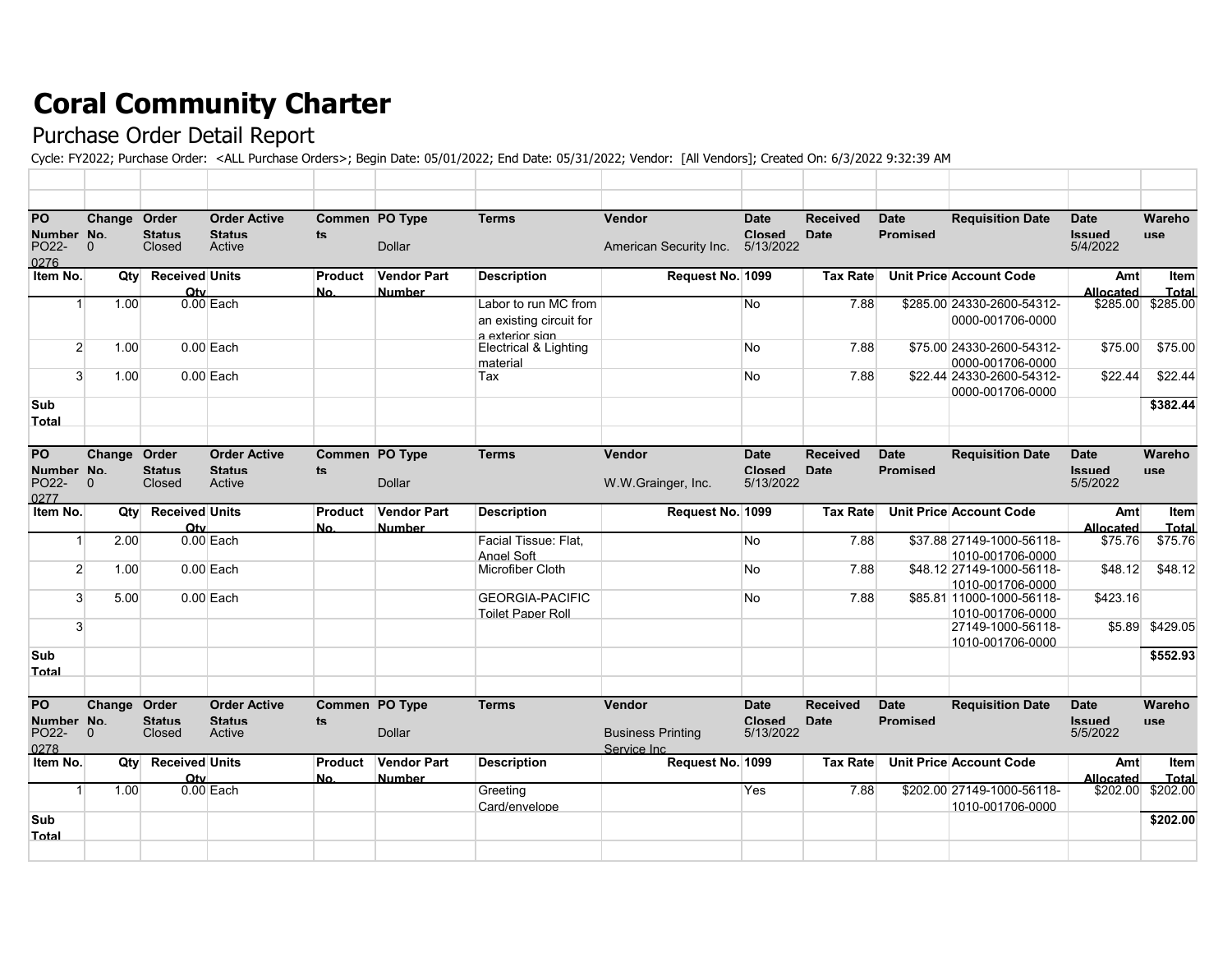# Coral Community Charter

## Purchase Order Detail Report

Cycle: FY2022; Purchase Order: <ALL Purchase Orders>; Begin Date: 05/01/2022; End Date: 05/31/2022; Vendor: [All Vendors]; Created On: 6/3/2022 9:32:39 AM

| PO Number | Change No. | Order Status | Order Active Status | Comments | PO Type | Terms | Vendor | Date Closed | Received Date | Date Promised | Requisition Date | Date Issued | Warehouse |
|---|---|---|---|---|---|---|---|---|---|---|---|---|---|
| PO22-0276 | 0 | Closed | Active | | Dollar | | American Security Inc. | 5/13/2022 | | | | 5/4/2022 | |
| **Item No.** | **Qty** | **Received Qty** | **Units** | **Product No.** | **Vendor Part Number** | **Description** | **Request No.** | **1099** | **Tax Rate** | **Unit Price** | **Account Code** | **Amt Allocated** | **Item Total** |
| 1 | 1.00 | 0.00 | Each | | | Labor to run MC from an existing circuit for a exterior sign | | No | 7.88 | $285.00 | 24330-2600-54312-0000-001706-0000 | $285.00 | $285.00 |
| 2 | 1.00 | 0.00 | Each | | | Electrical & Lighting material | | No | 7.88 | $75.00 | 24330-2600-54312-0000-001706-0000 | $75.00 | $75.00 |
| 3 | 1.00 | 0.00 | Each | | | Tax | | No | 7.88 | $22.44 | 24330-2600-54312-0000-001706-0000 | $22.44 | $22.44 |
| **Sub Total** | | | | | | | | | | | | | **$382.44** |
| **PO Number** | **Change No.** | **Order Status** | **Order Active Status** | **Comments** | **PO Type** | **Terms** | **Vendor** | **Date Closed** | **Received Date** | **Date Promised** | **Requisition Date** | **Date Issued** | **Warehouse** |
| PO22-0277 | 0 | Closed | Active | | Dollar | | W.W.Grainger, Inc. | 5/13/2022 | | | | 5/5/2022 | |
| **Item No.** | **Qty** | **Received Qty** | **Units** | **Product No.** | **Vendor Part Number** | **Description** | **Request No.** | **1099** | **Tax Rate** | **Unit Price** | **Account Code** | **Amt Allocated** | **Item Total** |
| 1 | 2.00 | 0.00 | Each | | | Facial Tissue: Flat, Angel Soft | | No | 7.88 | $37.88 | 27149-1000-56118-1010-001706-0000 | $75.76 | $75.76 |
| 2 | 1.00 | 0.00 | Each | | | Microfiber Cloth | | No | 7.88 | $48.12 | 27149-1000-56118-1010-001706-0000 | $48.12 | $48.12 |
| 3 | 5.00 | 0.00 | Each | | | GEORGIA-PACIFIC Toilet Paper Roll | | No | 7.88 | $85.81 | 11000-1000-56118-1010-001706-0000 | $423.16 | |
| 3 | | | | | | | | | | | 27149-1000-56118-1010-001706-0000 | $5.89 | $429.05 |
| **Sub Total** | | | | | | | | | | | | | **$552.93** |
| **PO Number** | **Change No.** | **Order Status** | **Order Active Status** | **Comments** | **PO Type** | **Terms** | **Vendor** | **Date Closed** | **Received Date** | **Date Promised** | **Requisition Date** | **Date Issued** | **Warehouse** |
| PO22-0278 | 0 | Closed | Active | | Dollar | | Business Printing Service Inc | 5/13/2022 | | | | 5/5/2022 | |
| **Item No.** | **Qty** | **Received Qty** | **Units** | **Product No.** | **Vendor Part Number** | **Description** | **Request No.** | **1099** | **Tax Rate** | **Unit Price** | **Account Code** | **Amt Allocated** | **Item Total** |
| 1 | 1.00 | 0.00 | Each | | | Greeting Card/envelope | | Yes | 7.88 | $202.00 | 27149-1000-56118-1010-001706-0000 | $202.00 | $202.00 |
| **Sub Total** | | | | | | | | | | | | | **$202.00** |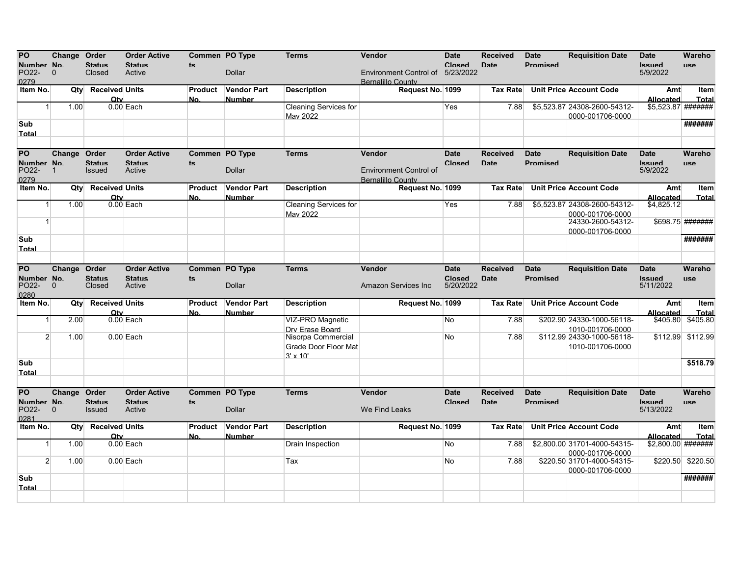| PO Number | Change No. | Order Status | Order Active Status | Comments | PO Type | Terms | Vendor | Date Closed | Received Date | Date Promised | Requisition Date | Date Issued | Warehouse |
|---|---|---|---|---|---|---|---|---|---|---|---|---|---|
| PO22-0279 | 0 | Closed | Active | | Dollar | | Environment Control of Bernalillo County | 5/23/2022 | | | | 5/9/2022 | |
| **Item No.** | **Qty** | **Received Qty** | **Units** | **Product No.** | **Vendor Part Number** | **Description** | **Request No.** | **1099** | **Tax Rate** | **Unit Price** | **Account Code** | **Amt Allocated** | **Item Total** |
| 1 | 1.00 | 0.00 | Each | | | Cleaning Services for May 2022 | | Yes | 7.88 | $5,523.87 | 24308-2600-54312-0000-001706-0000 | $5,523.87 | ####### |
| **Sub Total** | | | | | | | | | | | | | **#######** |

| PO Number | Change No. | Order Status | Order Active Status | Comments | PO Type | Terms | Vendor | Date Closed | Received Date | Date Promised | Requisition Date | Date Issued | Warehouse |
|---|---|---|---|---|---|---|---|---|---|---|---|---|---|
| PO22-0279 | 1 | Issued | Active | | Dollar | | Environment Control of Bernalillo County | | | | | 5/9/2022 | |
| **Item No.** | **Qty** | **Received Qty** | **Units** | **Product No.** | **Vendor Part Number** | **Description** | **Request No.** | **1099** | **Tax Rate** | **Unit Price** | **Account Code** | **Amt Allocated** | **Item Total** |
| 1 | 1.00 | 0.00 | Each | | | Cleaning Services for May 2022 | | Yes | 7.88 | $5,523.87 | 24308-2600-54312-0000-001706-0000 | $4,825.12 | |
| 1 | | | | | | | | | | | 24330-2600-54312-0000-001706-0000 | $698.75 | ####### |
| **Sub Total** | | | | | | | | | | | | | **#######** |

| PO Number | Change No. | Order Status | Order Active Status | Comments | PO Type | Terms | Vendor | Date Closed | Received Date | Date Promised | Requisition Date | Date Issued | Warehouse |
|---|---|---|---|---|---|---|---|---|---|---|---|---|---|
| PO22-0280 | 0 | Closed | Active | | Dollar | | Amazon Services Inc | 5/20/2022 | | | | 5/11/2022 | |
| **Item No.** | **Qty** | **Received Qty** | **Units** | **Product No.** | **Vendor Part Number** | **Description** | **Request No.** | **1099** | **Tax Rate** | **Unit Price** | **Account Code** | **Amt Allocated** | **Item Total** |
| 1 | 2.00 | 0.00 | Each | | | VIZ-PRO Magnetic Dry Erase Board | | No | 7.88 | $202.90 | 24330-1000-56118-1010-001706-0000 | $405.80 | $405.80 |
| 2 | 1.00 | 0.00 | Each | | | Nisorpa Commercial Grade Door Floor Mat 3' x 10' | | No | 7.88 | $112.99 | 24330-1000-56118-1010-001706-0000 | $112.99 | $112.99 |
| **Sub Total** | | | | | | | | | | | | | **$518.79** |

| PO Number | Change No. | Order Status | Order Active Status | Comments | PO Type | Terms | Vendor | Date Closed | Received Date | Date Promised | Requisition Date | Date Issued | Warehouse |
|---|---|---|---|---|---|---|---|---|---|---|---|---|---|
| PO22-0281 | 0 | Issued | Active | | Dollar | | We Find Leaks | | | | | 5/13/2022 | |
| **Item No.** | **Qty** | **Received Qty** | **Units** | **Product No.** | **Vendor Part Number** | **Description** | **Request No.** | **1099** | **Tax Rate** | **Unit Price** | **Account Code** | **Amt Allocated** | **Item Total** |
| 1 | 1.00 | 0.00 | Each | | | Drain Inspection | | No | 7.88 | $2,800.00 | 31701-4000-54315-0000-001706-0000 | $2,800.00 | ####### |
| 2 | 1.00 | 0.00 | Each | | | Tax | | No | 7.88 | $220.50 | 31701-4000-54315-0000-001706-0000 | $220.50 | $220.50 |
| **Sub Total** | | | | | | | | | | | | | **#######** |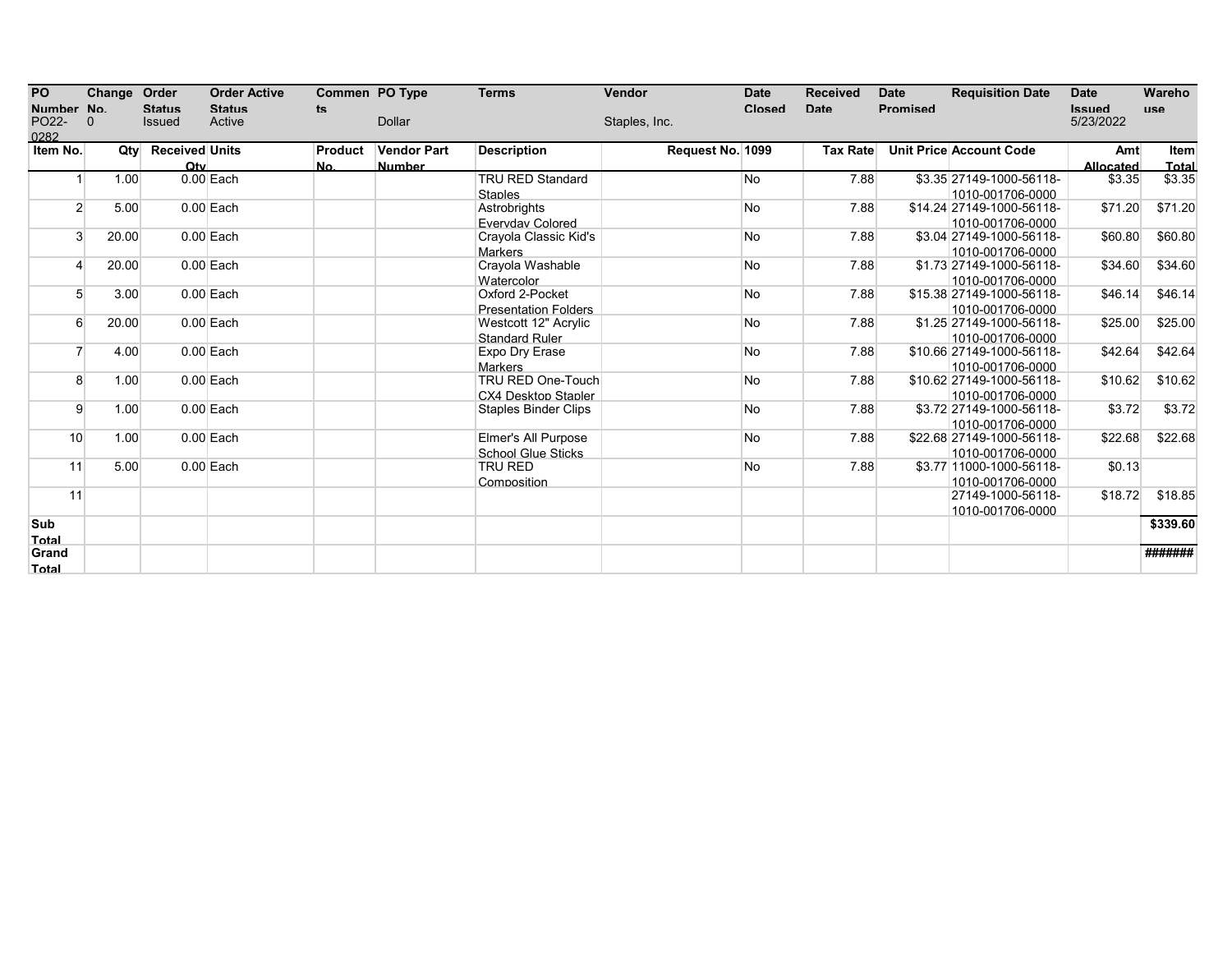| PO Number | Change No. | Order Status | Order Active Status | Comments | PO Type | Terms | Vendor | Date Closed | Received Date | Date Promised | Requisition Date | Date Issued | Warehouse |
|---|---|---|---|---|---|---|---|---|---|---|---|---|---|
| PO22-0282 | 0 | Issued | Active | | Dollar | | Staples, Inc. | | | | | 5/23/2022 | |

| Item No. | Qty | Received Qty | Units | Product No. | Vendor Part Number | Description | Request No. | 1099 | Tax Rate | Unit Price | Account Code | Amt Allocated | Item Total |
|---|---|---|---|---|---|---|---|---|---|---|---|---|---|
| 1 | 1.00 | 0.00 | Each | | | TRU RED Standard Staples | | No | 7.88 | $3.35 | 27149-1000-56118-1010-001706-0000 | $3.35 | $3.35 |
| 2 | 5.00 | 0.00 | Each | | | Astrobrights Everyday Colored | | No | 7.88 | $14.24 | 27149-1000-56118-1010-001706-0000 | $71.20 | $71.20 |
| 3 | 20.00 | 0.00 | Each | | | Crayola Classic Kid's Markers | | No | 7.88 | $3.04 | 27149-1000-56118-1010-001706-0000 | $60.80 | $60.80 |
| 4 | 20.00 | 0.00 | Each | | | Crayola Washable Watercolor | | No | 7.88 | $1.73 | 27149-1000-56118-1010-001706-0000 | $34.60 | $34.60 |
| 5 | 3.00 | 0.00 | Each | | | Oxford 2-Pocket Presentation Folders | | No | 7.88 | $15.38 | 27149-1000-56118-1010-001706-0000 | $46.14 | $46.14 |
| 6 | 20.00 | 0.00 | Each | | | Westcott 12" Acrylic Standard Ruler | | No | 7.88 | $1.25 | 27149-1000-56118-1010-001706-0000 | $25.00 | $25.00 |
| 7 | 4.00 | 0.00 | Each | | | Expo Dry Erase Markers | | No | 7.88 | $10.66 | 27149-1000-56118-1010-001706-0000 | $42.64 | $42.64 |
| 8 | 1.00 | 0.00 | Each | | | TRU RED One-Touch CX4 Desktop Stapler | | No | 7.88 | $10.62 | 27149-1000-56118-1010-001706-0000 | $10.62 | $10.62 |
| 9 | 1.00 | 0.00 | Each | | | Staples Binder Clips | | No | 7.88 | $3.72 | 27149-1000-56118-1010-001706-0000 | $3.72 | $3.72 |
| 10 | 1.00 | 0.00 | Each | | | Elmer's All Purpose School Glue Sticks | | No | 7.88 | $22.68 | 27149-1000-56118-1010-001706-0000 | $22.68 | $22.68 |
| 11 | 5.00 | 0.00 | Each | | | TRU RED Composition | | No | 7.88 | $3.77 | 11000-1000-56118-1010-001706-0000 | $0.13 | |
| 11 | | | | | | | | | | | 27149-1000-56118-1010-001706-0000 | $18.72 | $18.85 |
| Sub Total | | | | | | | | | | | | | $339.60 |
| Grand Total | | | | | | | | | | | | | ####### |